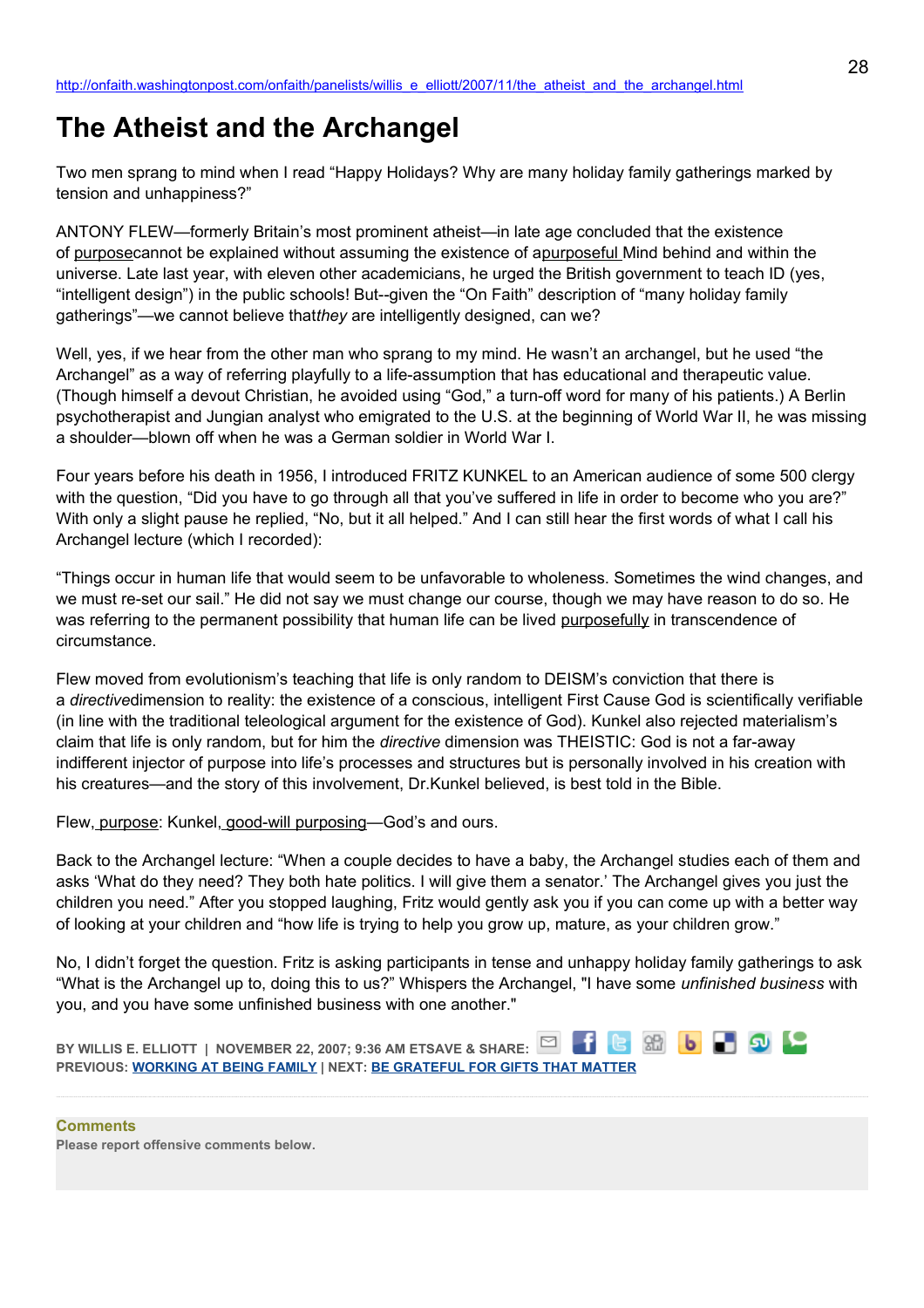http://onfaith.washingtonpost.com/onfaith/panelists/willis_e_elliott/2007/11/the_atheist_and_the_archangel.html

# The Atheist and the Archangel

Two men sprang to mind when I read "Happy Holidays? Why are many holiday family gatherings marked by tension and unhappiness?"

ANTONY FLEW—formerly Britain's most prominent atheist—in late age concluded that the existence of purposecannot be explained without assuming the existence of apurposeful Mind behind and within the universe. Late last year, with eleven other academicians, he urged the British government to teach ID (yes, "intelligent design") in the public schools! But--given the "On Faith" description of "many holiday family gatherings"—we cannot believe that*they* are intelligently designed, can we?

Well, yes, if we hear from the other man who sprang to my mind. He wasn't an archangel, but he used "the Archangel" as a way of referring playfully to a life-assumption that has educational and therapeutic value. (Though himself a devout Christian, he avoided using "God," a turn-off word for many of his patients.) A Berlin psychotherapist and Jungian analyst who emigrated to the U.S. at the beginning of World War II, he was missing a shoulder—blown off when he was a German soldier in World War I.

Four years before his death in 1956, I introduced FRITZ KUNKEL to an American audience of some 500 clergy with the question, "Did you have to go through all that you've suffered in life in order to become who you are?" With only a slight pause he replied, "No, but it all helped." And I can still hear the first words of what I call his Archangel lecture (which I recorded):

"Things occur in human life that would seem to be unfavorable to wholeness. Sometimes the wind changes, and we must re-set our sail." He did not say we must change our course, though we may have reason to do so. He was referring to the permanent possibility that human life can be lived purposefully in transcendence of circumstance.

Flew moved from evolutionism's teaching that life is only random to DEISM's conviction that there is a *directive*dimension to reality: the existence of a conscious, intelligent First Cause God is scientifically verifiable (in line with the traditional teleological argument for the existence of God). Kunkel also rejected materialism's claim that life is only random, but for him the *directive* dimension was THEISTIC: God is not a far-away indifferent injector of purpose into life's processes and structures but is personally involved in his creation with his creatures—and the story of this involvement, Dr.Kunkel believed, is best told in the Bible.

Flew, purpose: Kunkel, good-will purposing—God's and ours.

Back to the Archangel lecture: "When a couple decides to have a baby, the Archangel studies each of them and asks 'What do they need? They both hate politics. I will give them a senator.' The Archangel gives you just the children you need." After you stopped laughing, Fritz would gently ask you if you can come up with a better way of looking at your children and "how life is trying to help you grow up, mature, as your children grow."

No, I didn't forget the question. Fritz is asking participants in tense and unhappy holiday family gatherings to ask "What is the Archangel up to, doing this to us?" Whispers the Archangel, "I have some *unfinished business* with you, and you have some unfinished business with one another."

BY WILLIS E. ELLIOTT | NOVEMBER 22, 2007; 9:36 AM ET SAVE & SHARE:
PREVIOUS: **WORKING AT BEING FAMILY** | NEXT: **BE GRATEFUL FOR GIFTS THAT MATTER**

**Comments**
**Please report offensive comments below.**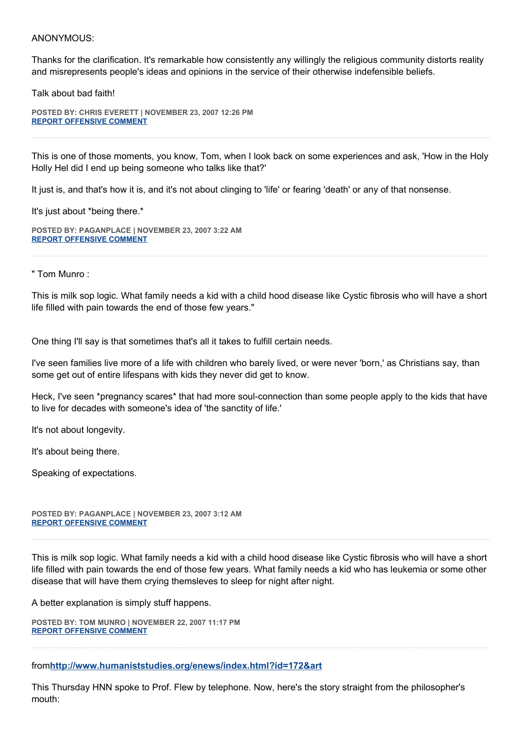ANONYMOUS:

Thanks for the clarification. It's remarkable how consistently any willingly the religious community distorts reality and misrepresents people's ideas and opinions in the service of their otherwise indefensible beliefs.

Talk about bad faith!

**POSTED BY: CHRIS EVERETT | NOVEMBER 23, 2007 12:26 PM**
**REPORT OFFENSIVE COMMENT**

---

This is one of those moments, you know, Tom, when I look back on some experiences and ask, 'How in the Holy Holly Hel did I end up being someone who talks like that?'

It just is, and that's how it is, and it's not about clinging to 'life' or fearing 'death' or any of that nonsense.

It's just about *being there.*

**POSTED BY: PAGANPLACE | NOVEMBER 23, 2007 3:22 AM**
**REPORT OFFENSIVE COMMENT**

---

" Tom Munro :

This is milk sop logic. What family needs a kid with a child hood disease like Cystic fibrosis who will have a short life filled with pain towards the end of those few years."

One thing I'll say is that sometimes that's all it takes to fulfill certain needs.

I've seen families live more of a life with children who barely lived, or were never 'born,' as Christians say, than some get out of entire lifespans with kids they never did get to know.

Heck, I've seen *pregnancy scares* that had more soul-connection than some people apply to the kids that have to live for decades with someone's idea of 'the sanctity of life.'

It's not about longevity.

It's about being there.

Speaking of expectations.

**POSTED BY: PAGANPLACE | NOVEMBER 23, 2007 3:12 AM**
**REPORT OFFENSIVE COMMENT**

---

This is milk sop logic. What family needs a kid with a child hood disease like Cystic fibrosis who will have a short life filled with pain towards the end of those few years. What family needs a kid who has leukemia or some other disease that will have them crying themsleves to sleep for night after night.

A better explanation is simply stuff happens.

**POSTED BY: TOM MUNRO | NOVEMBER 22, 2007 11:17 PM**
**REPORT OFFENSIVE COMMENT**

---

from**http://www.humaniststudies.org/enews/index.html?id=172&art**

This Thursday HNN spoke to Prof. Flew by telephone. Now, here's the story straight from the philosopher's mouth: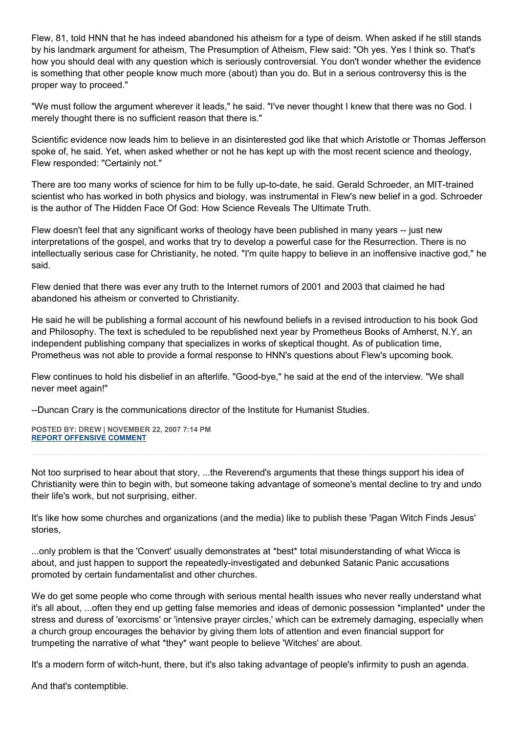Flew, 81, told HNN that he has indeed abandoned his atheism for a type of deism. When asked if he still stands by his landmark argument for atheism, The Presumption of Atheism, Flew said: "Oh yes. Yes I think so. That's how you should deal with any question which is seriously controversial. You don't wonder whether the evidence is something that other people know much more (about) than you do. But in a serious controversy this is the proper way to proceed."

"We must follow the argument wherever it leads," he said. "I've never thought I knew that there was no God. I merely thought there is no sufficient reason that there is."

Scientific evidence now leads him to believe in an disinterested god like that which Aristotle or Thomas Jefferson spoke of, he said. Yet, when asked whether or not he has kept up with the most recent science and theology, Flew responded: "Certainly not."

There are too many works of science for him to be fully up-to-date, he said. Gerald Schroeder, an MIT-trained scientist who has worked in both physics and biology, was instrumental in Flew's new belief in a god. Schroeder is the author of The Hidden Face Of God: How Science Reveals The Ultimate Truth.

Flew doesn't feel that any significant works of theology have been published in many years -- just new interpretations of the gospel, and works that try to develop a powerful case for the Resurrection. There is no intellectually serious case for Christianity, he noted. "I'm quite happy to believe in an inoffensive inactive god," he said.

Flew denied that there was ever any truth to the Internet rumors of 2001 and 2003 that claimed he had abandoned his atheism or converted to Christianity.

He said he will be publishing a formal account of his newfound beliefs in a revised introduction to his book God and Philosophy. The text is scheduled to be republished next year by Prometheus Books of Amherst, N.Y, an independent publishing company that specializes in works of skeptical thought. As of publication time, Prometheus was not able to provide a formal response to HNN's questions about Flew's upcoming book.

Flew continues to hold his disbelief in an afterlife. "Good-bye," he said at the end of the interview. "We shall never meet again!"

--Duncan Crary is the communications director of the Institute for Humanist Studies.

**POSTED BY: DREW | NOVEMBER 22, 2007 7:14 PM**
**REPORT OFFENSIVE COMMENT**

---

Not too surprised to hear about that story, ...the Reverend's arguments that these things support his idea of Christianity were thin to begin with, but someone taking advantage of someone's mental decline to try and undo their life's work, but not surprising, either.

It's like how some churches and organizations (and the media) like to publish these 'Pagan Witch Finds Jesus' stories,

...only problem is that the 'Convert' usually demonstrates at *best* total misunderstanding of what Wicca is about, and just happen to support the repeatedly-investigated and debunked Satanic Panic accusations promoted by certain fundamentalist and other churches.

We do get some people who come through with serious mental health issues who never really understand what it's all about, ...often they end up getting false memories and ideas of demonic possession *implanted* under the stress and duress of 'exorcisms' or 'intensive prayer circles,' which can be extremely damaging, especially when a church group encourages the behavior by giving them lots of attention and even financial support for trumpeting the narrative of what *they* want people to believe 'Witches' are about.

It's a modern form of witch-hunt, there, but it's also taking advantage of people's infirmity to push an agenda.

And that's contemptible.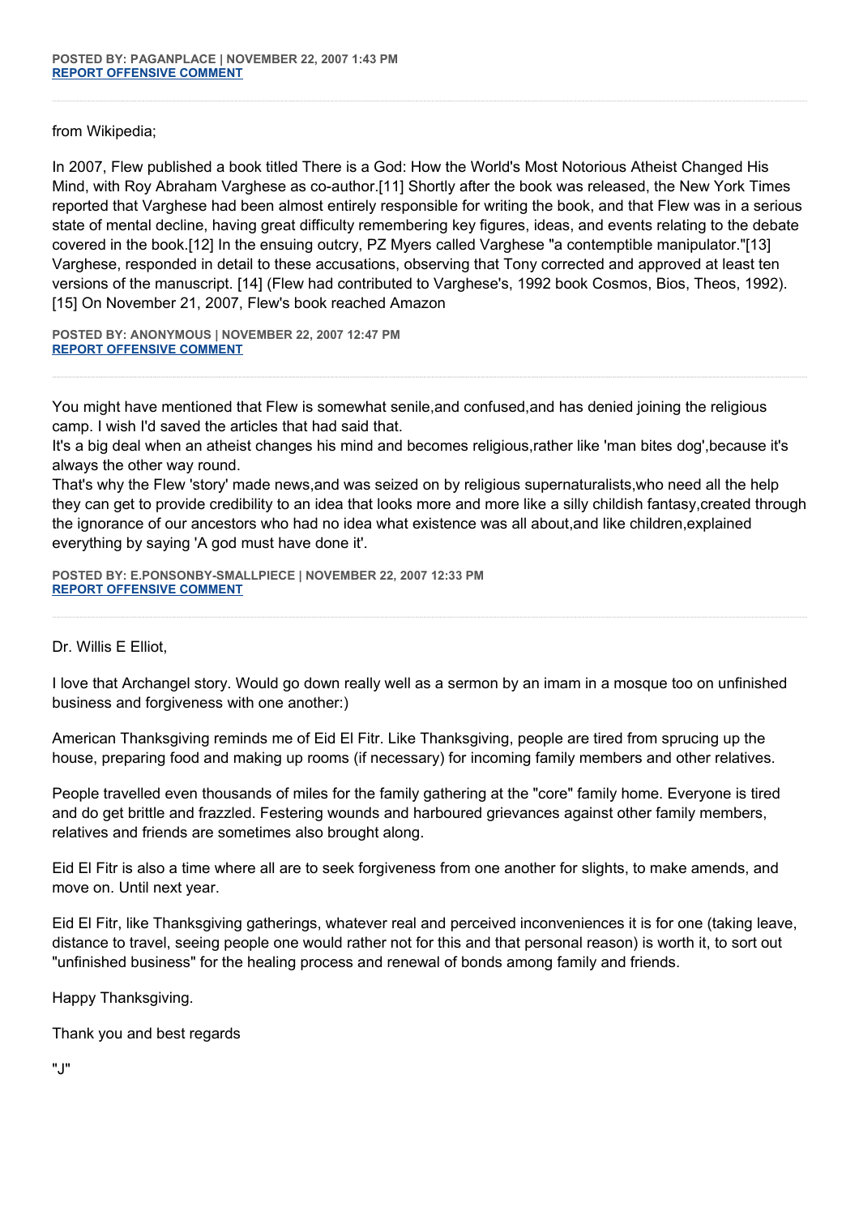**POSTED BY: PAGANPLACE | NOVEMBER 22, 2007 1:43 PM**
**REPORT OFFENSIVE COMMENT**

---

from Wikipedia;

In 2007, Flew published a book titled There is a God: How the World's Most Notorious Atheist Changed His Mind, with Roy Abraham Varghese as co-author.[11] Shortly after the book was released, the New York Times reported that Varghese had been almost entirely responsible for writing the book, and that Flew was in a serious state of mental decline, having great difficulty remembering key figures, ideas, and events relating to the debate covered in the book.[12] In the ensuing outcry, PZ Myers called Varghese "a contemptible manipulator."[13] Varghese, responded in detail to these accusations, observing that Tony corrected and approved at least ten versions of the manuscript. [14] (Flew had contributed to Varghese's, 1992 book Cosmos, Bios, Theos, 1992). [15] On November 21, 2007, Flew's book reached Amazon

**POSTED BY: ANONYMOUS | NOVEMBER 22, 2007 12:47 PM**
**REPORT OFFENSIVE COMMENT**

---

You might have mentioned that Flew is somewhat senile,and confused,and has denied joining the religious camp. I wish I'd saved the articles that had said that.
It's a big deal when an atheist changes his mind and becomes religious,rather like 'man bites dog',because it's always the other way round.
That's why the Flew 'story' made news,and was seized on by religious supernaturalists,who need all the help they can get to provide credibility to an idea that looks more and more like a silly childish fantasy,created through the ignorance of our ancestors who had no idea what existence was all about,and like children,explained everything by saying 'A god must have done it'.

**POSTED BY: E.PONSONBY-SMALLPIECE | NOVEMBER 22, 2007 12:33 PM**
**REPORT OFFENSIVE COMMENT**

---

Dr. Willis E Elliot,

I love that Archangel story. Would go down really well as a sermon by an imam in a mosque too on unfinished business and forgiveness with one another:)

American Thanksgiving reminds me of Eid El Fitr. Like Thanksgiving, people are tired from sprucing up the house, preparing food and making up rooms (if necessary) for incoming family members and other relatives.

People travelled even thousands of miles for the family gathering at the "core" family home. Everyone is tired and do get brittle and frazzled. Festering wounds and harboured grievances against other family members, relatives and friends are sometimes also brought along.

Eid El Fitr is also a time where all are to seek forgiveness from one another for slights, to make amends, and move on. Until next year.

Eid El Fitr, like Thanksgiving gatherings, whatever real and perceived inconveniences it is for one (taking leave, distance to travel, seeing people one would rather not for this and that personal reason) is worth it, to sort out "unfinished business" for the healing process and renewal of bonds among family and friends.

Happy Thanksgiving.

Thank you and best regards

"J"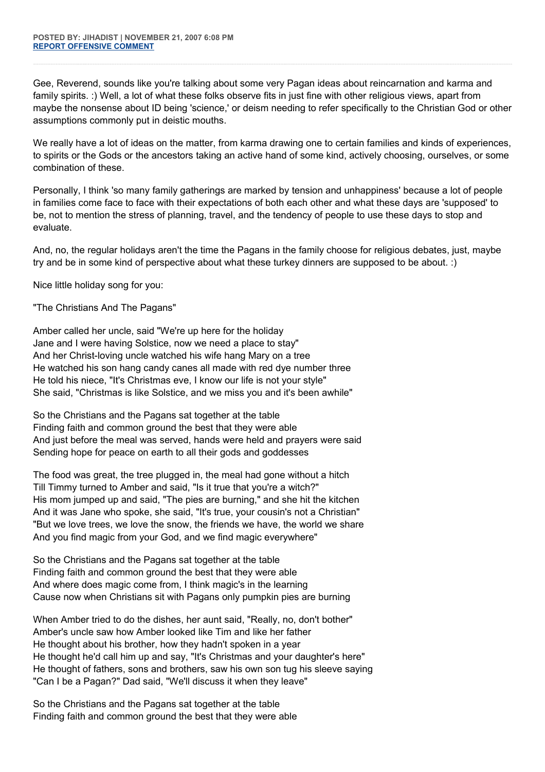**POSTED BY: JIHADIST | NOVEMBER 21, 2007 6:08 PM**
**REPORT OFFENSIVE COMMENT**

---

Gee, Reverend, sounds like you're talking about some very Pagan ideas about reincarnation and karma and family spirits. :) Well, a lot of what these folks observe fits in just fine with other religious views, apart from maybe the nonsense about ID being 'science,' or deism needing to refer specifically to the Christian God or other assumptions commonly put in deistic mouths.

We really have a lot of ideas on the matter, from karma drawing one to certain families and kinds of experiences, to spirits or the Gods or the ancestors taking an active hand of some kind, actively choosing, ourselves, or some combination of these.

Personally, I think 'so many family gatherings are marked by tension and unhappiness' because a lot of people in families come face to face with their expectations of both each other and what these days are 'supposed' to be, not to mention the stress of planning, travel, and the tendency of people to use these days to stop and evaluate.

And, no, the regular holidays aren't the time the Pagans in the family choose for religious debates, just, maybe try and be in some kind of perspective about what these turkey dinners are supposed to be about. :)

Nice little holiday song for you:

"The Christians And The Pagans"

Amber called her uncle, said "We're up here for the holiday
Jane and I were having Solstice, now we need a place to stay"
And her Christ-loving uncle watched his wife hang Mary on a tree
He watched his son hang candy canes all made with red dye number three
He told his niece, "It's Christmas eve, I know our life is not your style"
She said, "Christmas is like Solstice, and we miss you and it's been awhile"

So the Christians and the Pagans sat together at the table
Finding faith and common ground the best that they were able
And just before the meal was served, hands were held and prayers were said
Sending hope for peace on earth to all their gods and goddesses

The food was great, the tree plugged in, the meal had gone without a hitch
Till Timmy turned to Amber and said, "Is it true that you're a witch?"
His mom jumped up and said, "The pies are burning," and she hit the kitchen
And it was Jane who spoke, she said, "It's true, your cousin's not a Christian"
"But we love trees, we love the snow, the friends we have, the world we share
And you find magic from your God, and we find magic everywhere"

So the Christians and the Pagans sat together at the table
Finding faith and common ground the best that they were able
And where does magic come from, I think magic's in the learning
Cause now when Christians sit with Pagans only pumpkin pies are burning

When Amber tried to do the dishes, her aunt said, "Really, no, don't bother"
Amber's uncle saw how Amber looked like Tim and like her father
He thought about his brother, how they hadn't spoken in a year
He thought he'd call him up and say, "It's Christmas and your daughter's here"
He thought of fathers, sons and brothers, saw his own son tug his sleeve saying
"Can I be a Pagan?" Dad said, "We'll discuss it when they leave"

So the Christians and the Pagans sat together at the table
Finding faith and common ground the best that they were able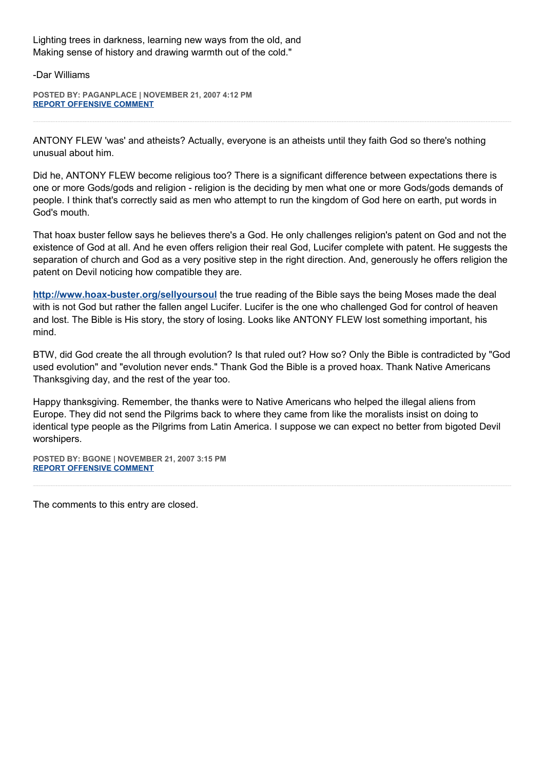Lighting trees in darkness, learning new ways from the old, and
Making sense of history and drawing warmth out of the cold."

-Dar Williams

**POSTED BY: PAGANPLACE | NOVEMBER 21, 2007 4:12 PM**
**[REPORT OFFENSIVE COMMENT]**

---

ANTONY FLEW 'was' and atheists? Actually, everyone is an atheists until they faith God so there's nothing unusual about him.

Did he, ANTONY FLEW become religious too? There is a significant difference between expectations there is one or more Gods/gods and religion - religion is the deciding by men what one or more Gods/gods demands of people. I think that's correctly said as men who attempt to run the kingdom of God here on earth, put words in God's mouth.

That hoax buster fellow says he believes there's a God. He only challenges religion's patent on God and not the existence of God at all. And he even offers religion their real God, Lucifer complete with patent. He suggests the separation of church and God as a very positive step in the right direction. And, generously he offers religion the patent on Devil noticing how compatible they are.

**http://www.hoax-buster.org/sellyoursoul** the true reading of the Bible says the being Moses made the deal with is not God but rather the fallen angel Lucifer. Lucifer is the one who challenged God for control of heaven and lost. The Bible is His story, the story of losing. Looks like ANTONY FLEW lost something important, his mind.

BTW, did God create the all through evolution? Is that ruled out? How so? Only the Bible is contradicted by "God used evolution" and "evolution never ends." Thank God the Bible is a proved hoax. Thank Native Americans Thanksgiving day, and the rest of the year too.

Happy thanksgiving. Remember, the thanks were to Native Americans who helped the illegal aliens from Europe. They did not send the Pilgrims back to where they came from like the moralists insist on doing to identical type people as the Pilgrims from Latin America. I suppose we can expect no better from bigoted Devil worshipers.

**POSTED BY: BGONE | NOVEMBER 21, 2007 3:15 PM**
**[REPORT OFFENSIVE COMMENT]**

---

The comments to this entry are closed.